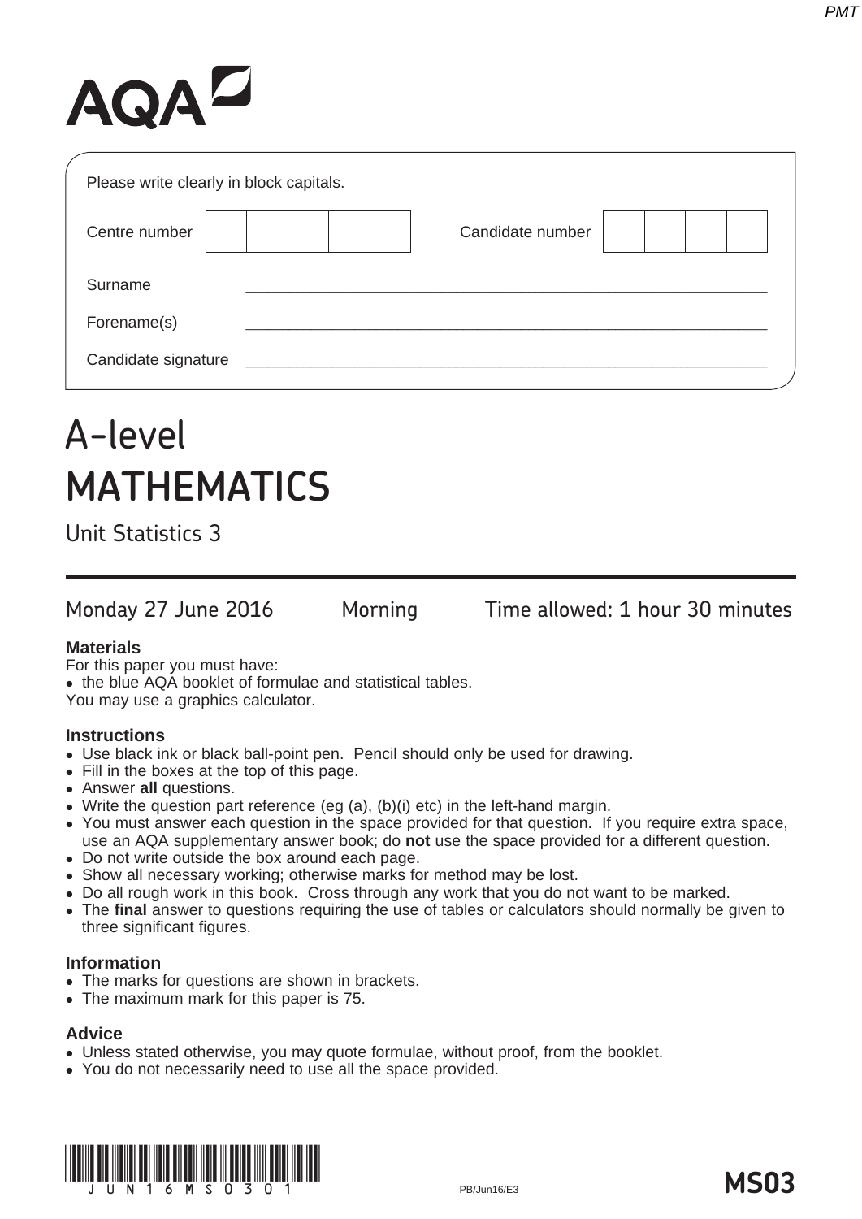AQA

Please write clearly in block capitals.

Centre number

Candidate number

Surname

Forename(s)

Candidate signature

# A-level
# MATHEMATICS

## Unit Statistics 3

Monday 27 June 2016 Morning Time allowed: 1 hour 30 minutes

**Materials**

For this paper you must have:

- the blue AQA booklet of formulae and statistical tables.

You may use a graphics calculator.

**Instructions**

- Use black ink or black ball-point pen. Pencil should only be used for drawing.
- Fill in the boxes at the top of this page.
- Answer **all** questions.
- Write the question part reference (eg (a), (b)(i) etc) in the left-hand margin.
- You must answer each question in the space provided for that question. If you require extra space, use an AQA supplementary answer book; do **not** use the space provided for a different question.
- Do not write outside the box around each page.
- Show all necessary working; otherwise marks for method may be lost.
- Do all rough work in this book. Cross through any work that you do not want to be marked.
- The **final** answer to questions requiring the use of tables or calculators should normally be given to three significant figures.

**Information**

- The marks for questions are shown in brackets.
- The maximum mark for this paper is 75.

**Advice**

- Unless stated otherwise, you may quote formulae, without proof, from the booklet.
- You do not necessarily need to use all the space provided.

JUN16MS0301

PB/Jun16/E3

**MS03**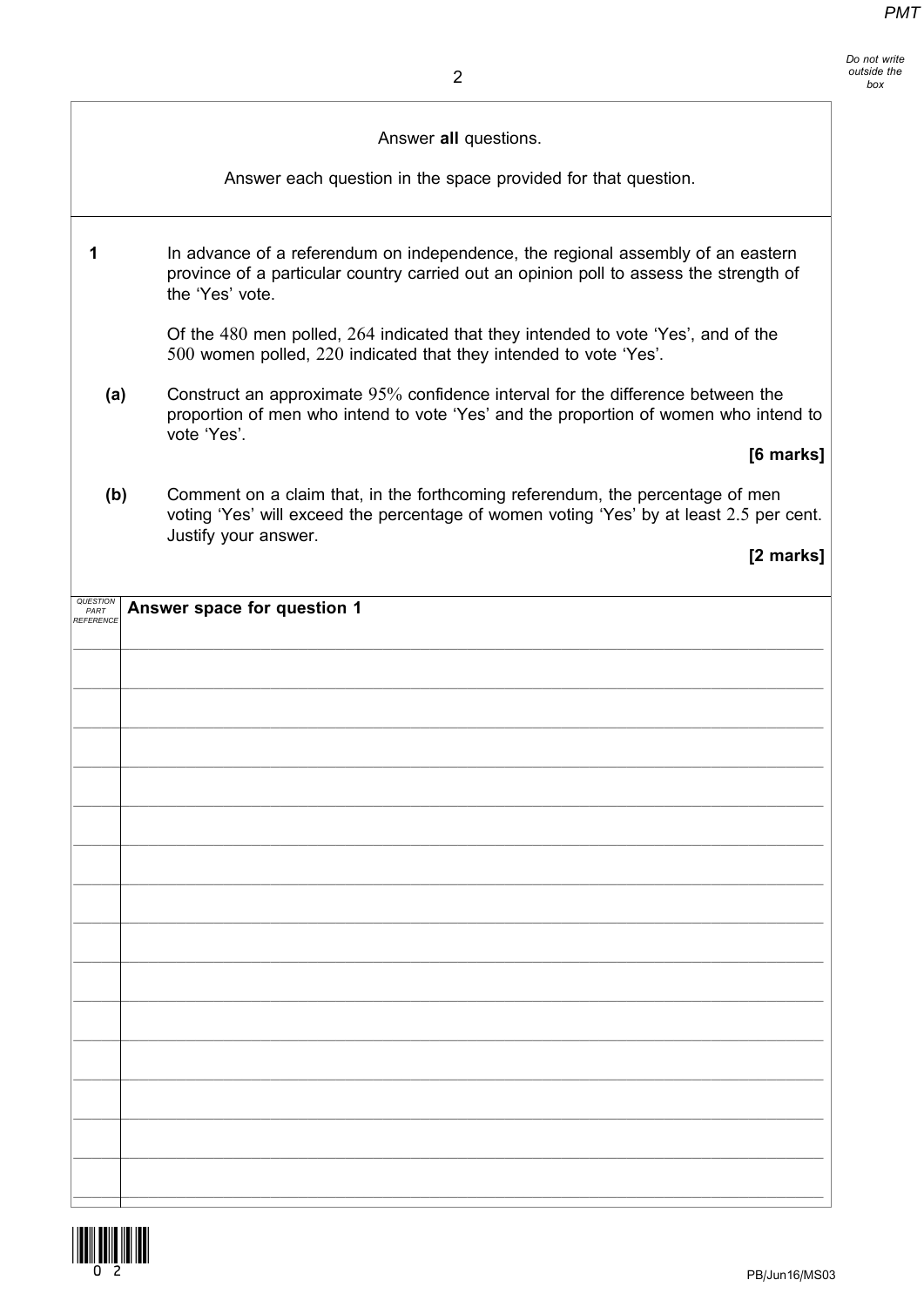Answer **all** questions.

Answer each question in the space provided for that question.

**1** In advance of a referendum on independence, the regional assembly of an eastern province of a particular country carried out an opinion poll to assess the strength of the 'Yes' vote.

Of the 480 men polled, 264 indicated that they intended to vote 'Yes', and of the 500 women polled, 220 indicated that they intended to vote 'Yes'.

**(a)** Construct an approximate 95% confidence interval for the difference between the proportion of men who intend to vote 'Yes' and the proportion of women who intend to vote 'Yes'.

**[6 marks]**

**(b)** Comment on a claim that, in the forthcoming referendum, the percentage of men voting 'Yes' will exceed the percentage of women voting 'Yes' by at least 2.5 per cent. Justify your answer.

**[2 marks]**

**Answer space for question 1**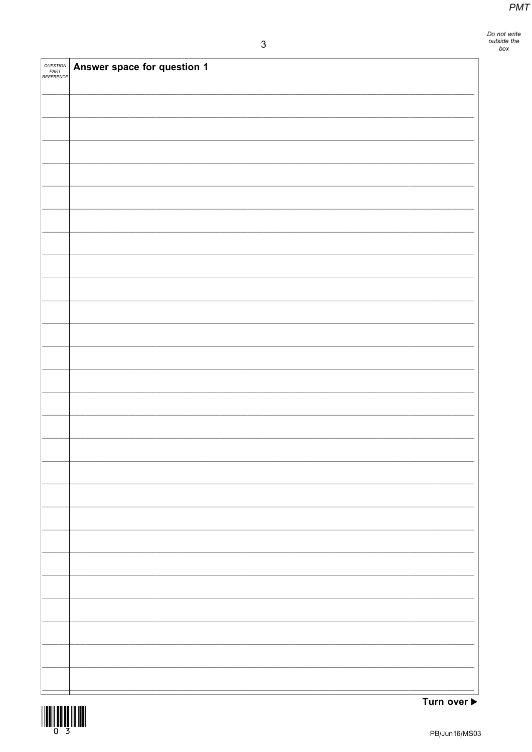| QUESTION PART REFERENCE | Answer space for question 1 |
| --- | --- |

Turn over ▶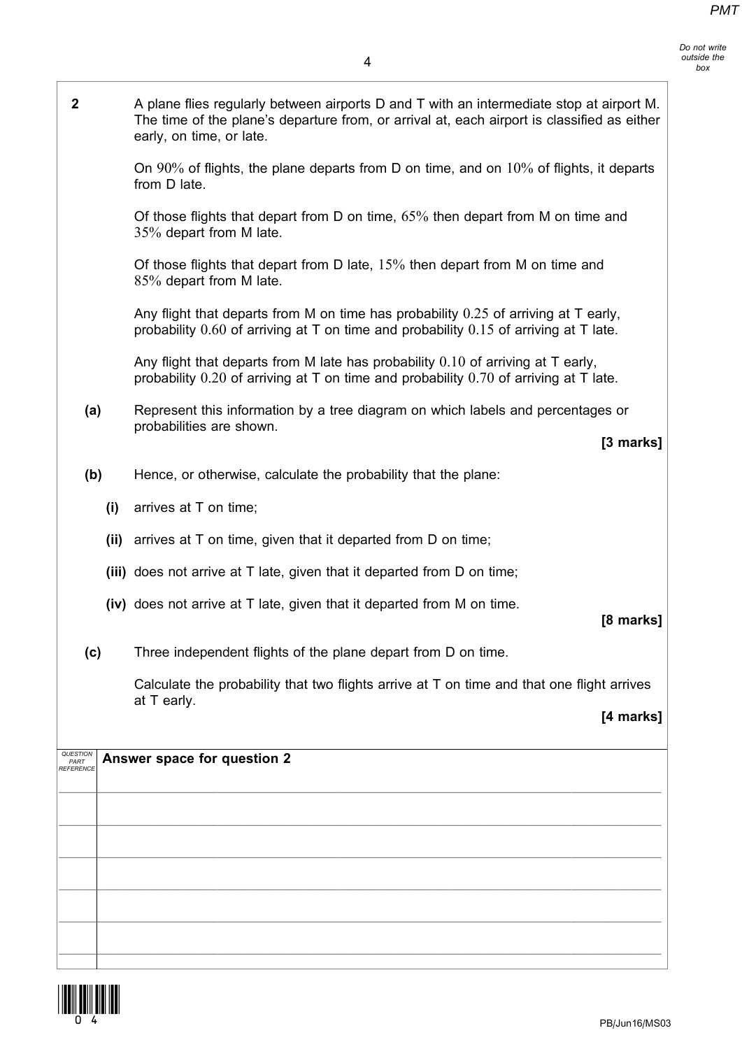**2** A plane flies regularly between airports D and T with an intermediate stop at airport M. The time of the plane's departure from, or arrival at, each airport is classified as either early, on time, or late.

On $90\%$ of flights, the plane departs from D on time, and on $10\%$ of flights, it departs from D late.

Of those flights that depart from D on time, $65\%$ then depart from M on time and $35\%$ depart from M late.

Of those flights that depart from D late, $15\%$ then depart from M on time and $85\%$ depart from M late.

Any flight that departs from M on time has probability $0.25$ of arriving at T early, probability $0.60$ of arriving at T on time and probability $0.15$ of arriving at T late.

Any flight that departs from M late has probability $0.10$ of arriving at T early, probability $0.20$ of arriving at T on time and probability $0.70$ of arriving at T late.

**(a)** Represent this information by a tree diagram on which labels and percentages or probabilities are shown.

**[3 marks]**

**(b)** Hence, or otherwise, calculate the probability that the plane:

**(i)** arrives at T on time;

**(ii)** arrives at T on time, given that it departed from D on time;

**(iii)** does not arrive at T late, given that it departed from D on time;

**(iv)** does not arrive at T late, given that it departed from M on time.

**[8 marks]**

**(c)** Three independent flights of the plane depart from D on time.

Calculate the probability that two flights arrive at T on time and that one flight arrives at T early.

**[4 marks]**

| QUESTION PART REFERENCE | Answer space for question 2 |
|---|---|
| | |
| | |
| | |
| | |
| | |
| | |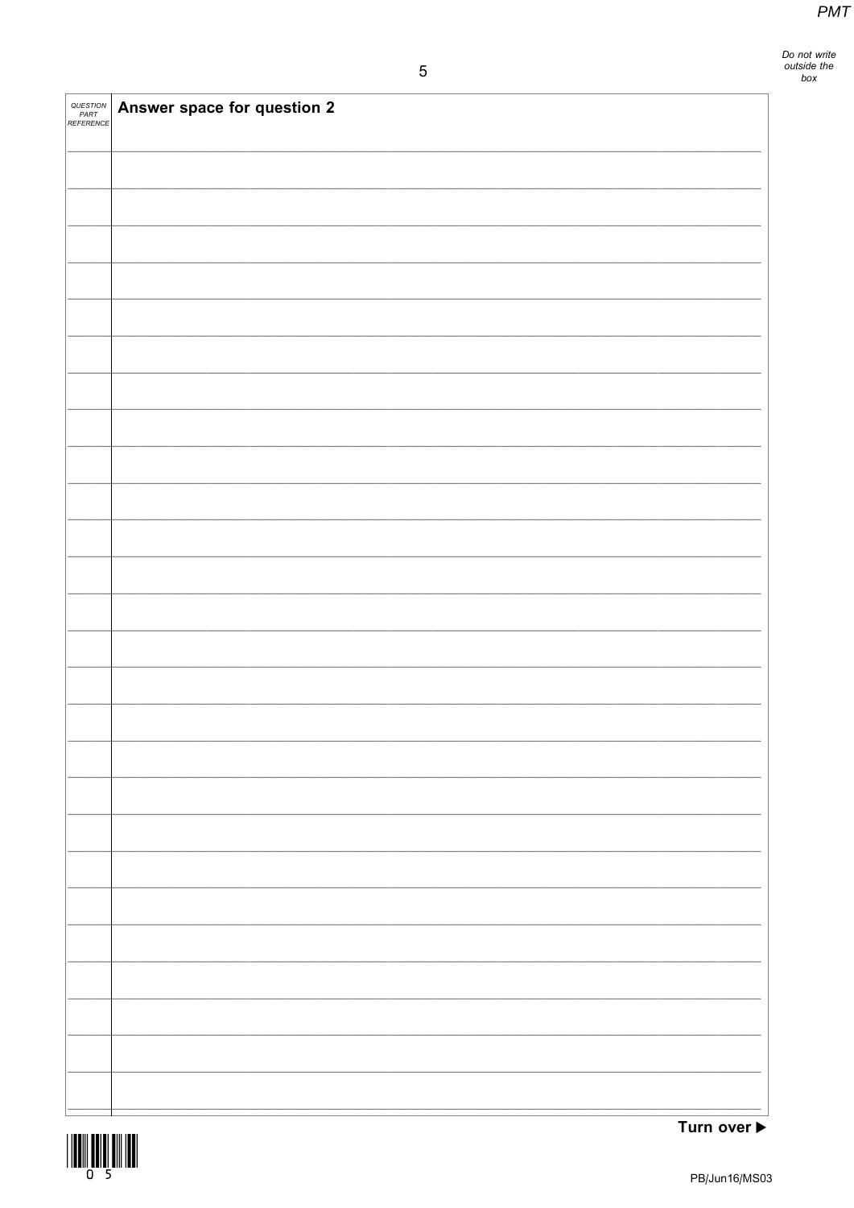| QUESTION PART REFERENCE | Answer space for question 2 |
| --- | --- |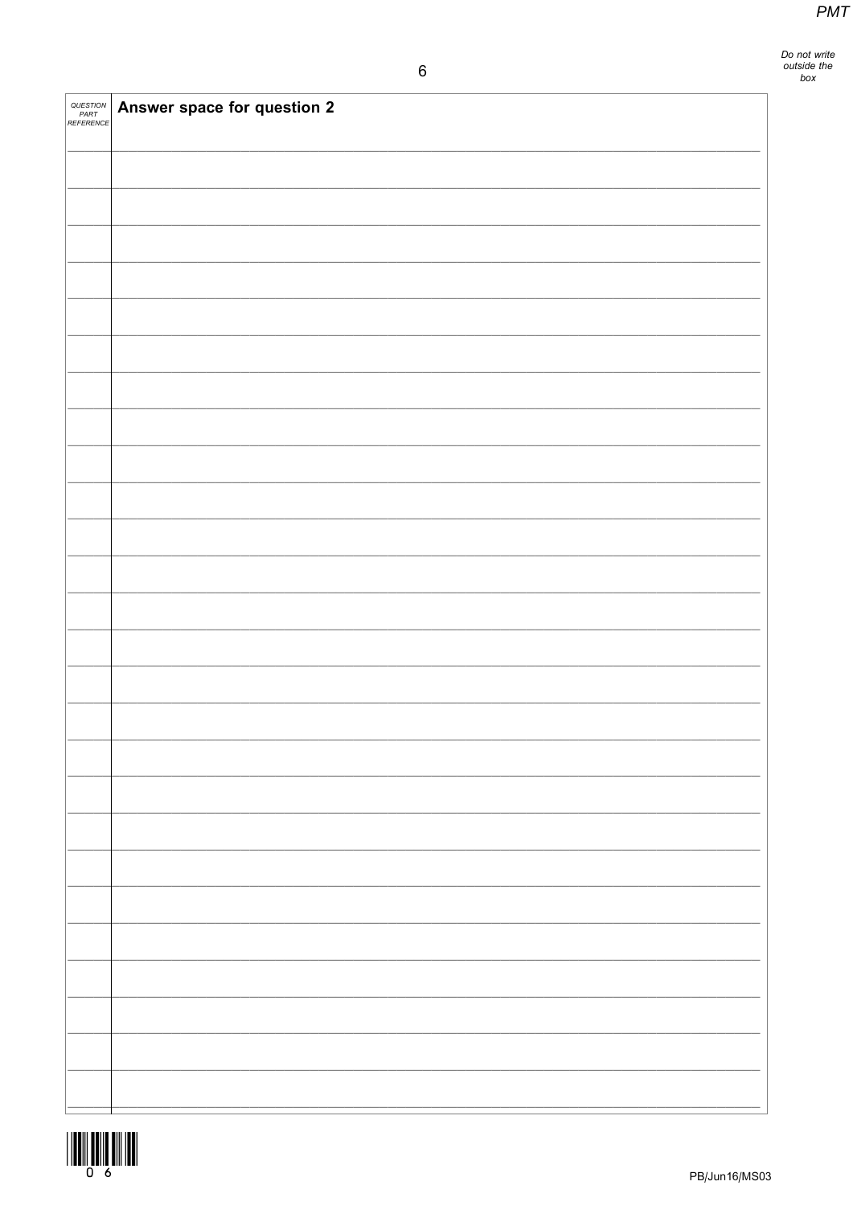| QUESTION PART REFERENCE | Answer space for question 2 |
| --- | --- |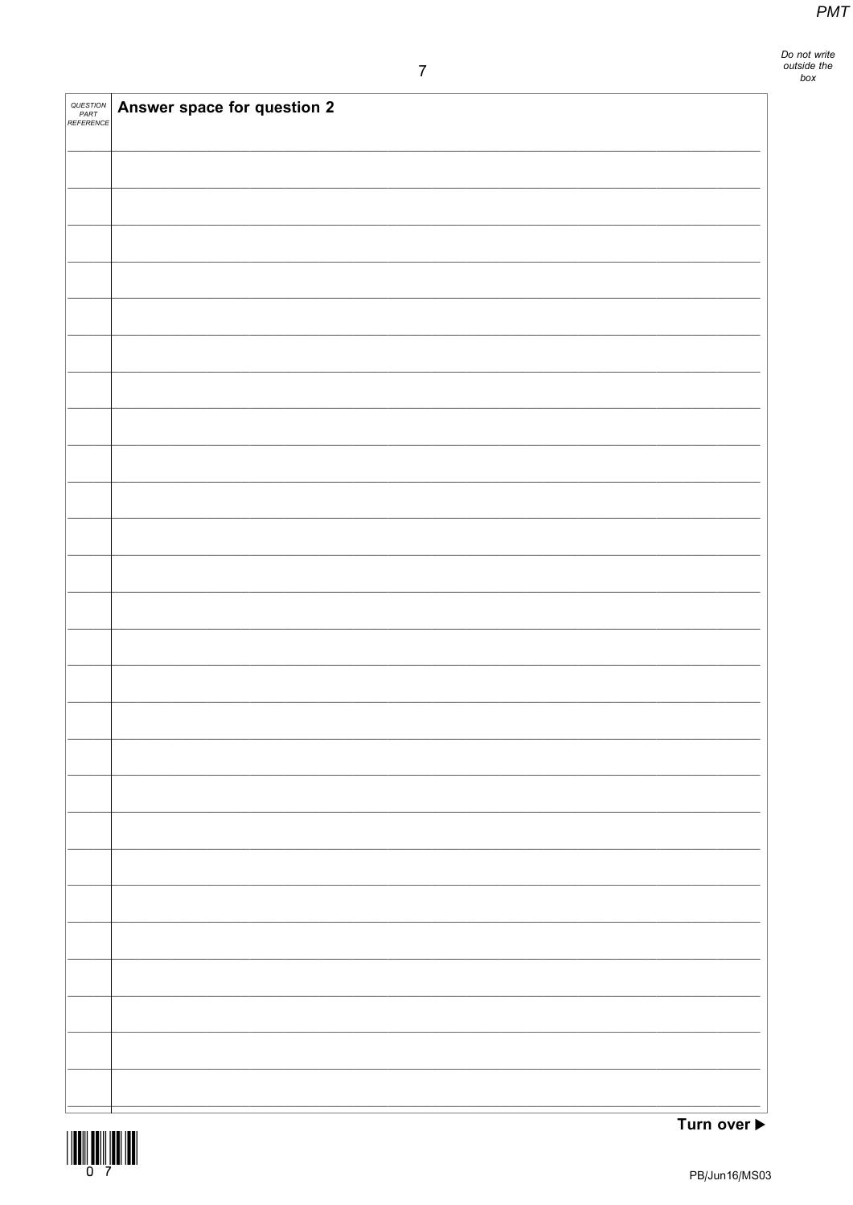| QUESTION PART REFERENCE | Answer space for question 2 |
|---|---|

Turn over ▶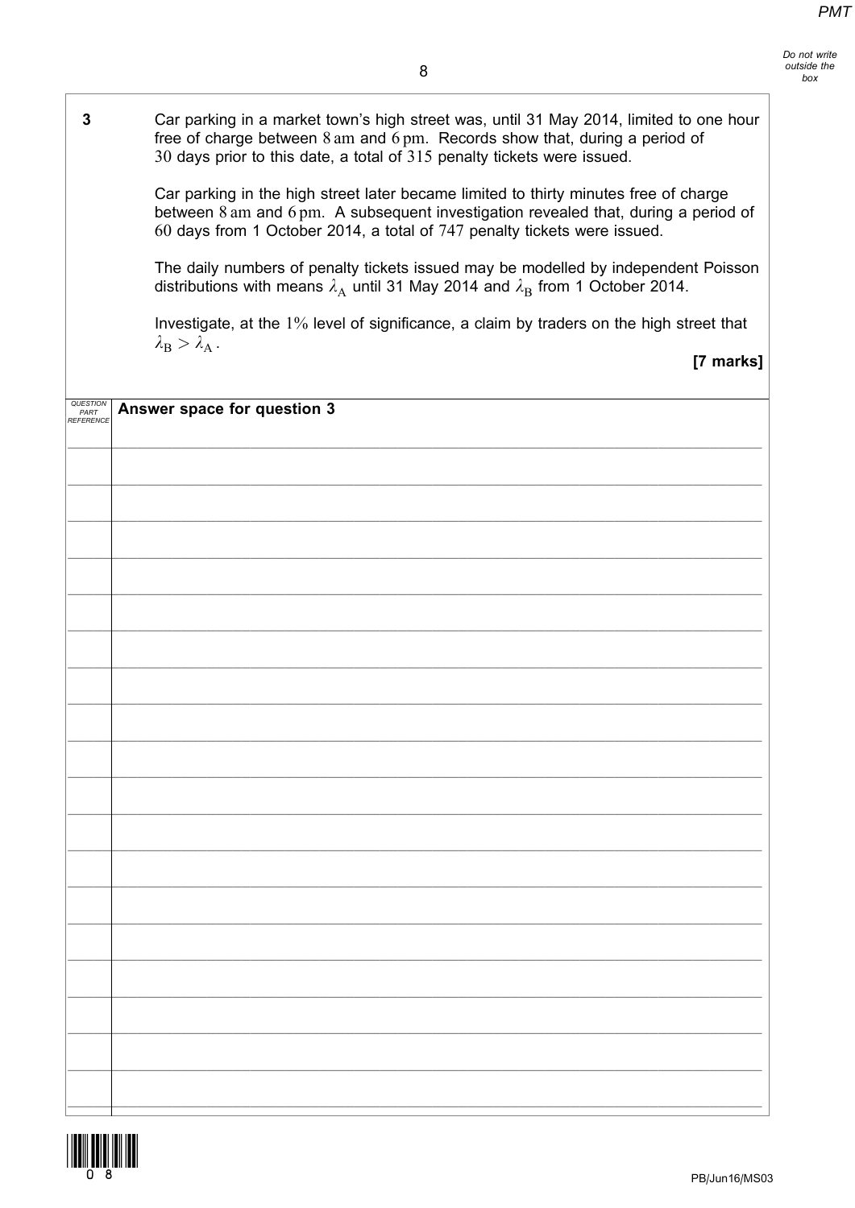**3** Car parking in a market town's high street was, until 31 May 2014, limited to one hour free of charge between 8 am and 6 pm. Records show that, during a period of 30 days prior to this date, a total of 315 penalty tickets were issued.

Car parking in the high street later became limited to thirty minutes free of charge between 8 am and 6 pm. A subsequent investigation revealed that, during a period of 60 days from 1 October 2014, a total of 747 penalty tickets were issued.

The daily numbers of penalty tickets issued may be modelled by independent Poisson distributions with means $\lambda_A$ until 31 May 2014 and $\lambda_B$ from 1 October 2014.

Investigate, at the 1% level of significance, a claim by traders on the high street that $\lambda_B > \lambda_A$.

**[7 marks]**

**Answer space for question 3**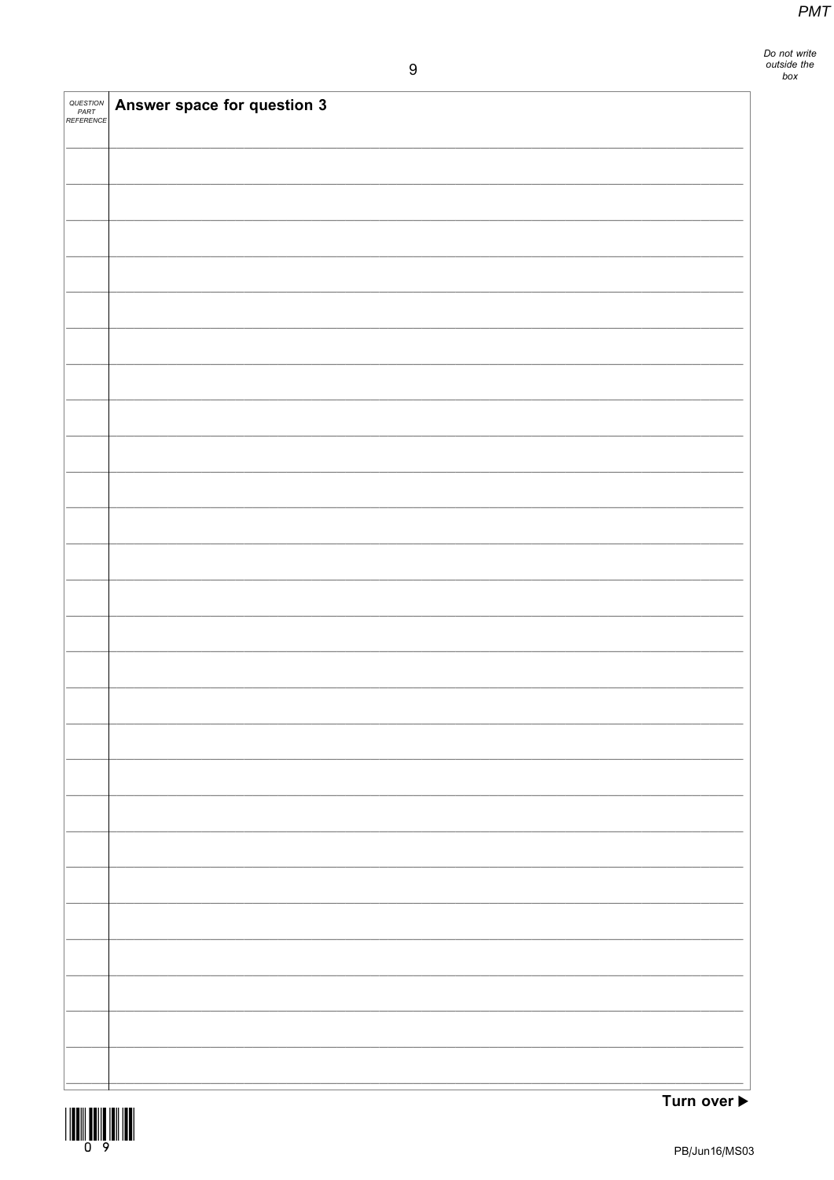Do not write outside the box

| QUESTION PART REFERENCE | Answer space for question 3 |
| --- | --- |

Turn over ▶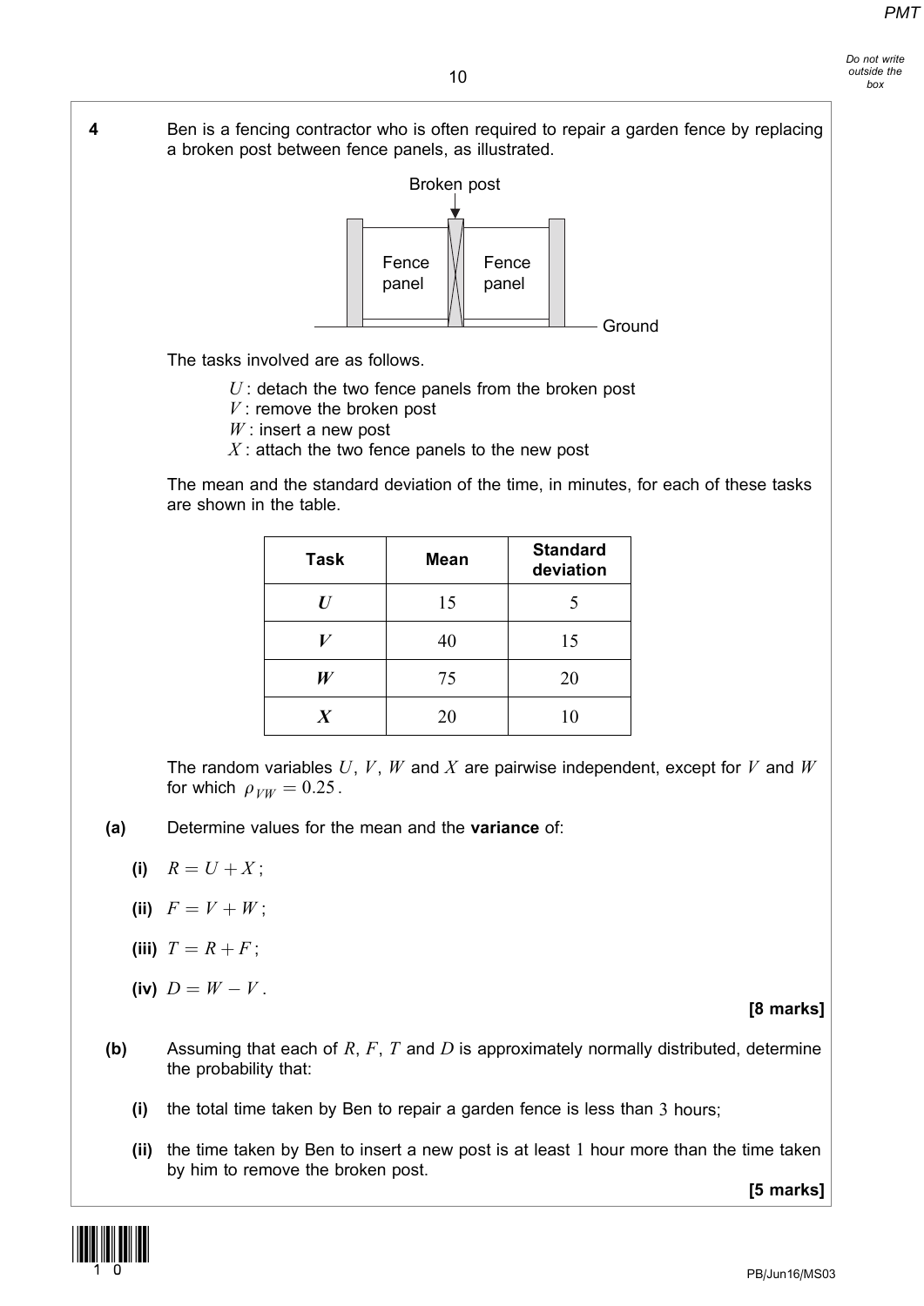**4** Ben is a fencing contractor who is often required to repair a garden fence by replacing a broken post between fence panels, as illustrated.

Broken post

Fence panel | Fence panel

Ground

The tasks involved are as follows.

$U$ : detach the two fence panels from the broken post
$V$ : remove the broken post
$W$ : insert a new post
$X$ : attach the two fence panels to the new post

The mean and the standard deviation of the time, in minutes, for each of these tasks are shown in the table.

| Task | Mean | Standard deviation |
|---|---|---|
| ***U*** | 15 | 5 |
| ***V*** | 40 | 15 |
| ***W*** | 75 | 20 |
| ***X*** | 20 | 10 |

The random variables $U$, $V$, $W$ and $X$ are pairwise independent, except for $V$ and $W$ for which $\rho_{VW} = 0.25$.

**(a)** Determine values for the mean and the **variance** of:

**(i)** $R = U + X$;

**(ii)** $F = V + W$;

**(iii)** $T = R + F$;

**(iv)** $D = W - V$.

**[8 marks]**

**(b)** Assuming that each of $R$, $F$, $T$ and $D$ is approximately normally distributed, determine the probability that:

**(i)** the total time taken by Ben to repair a garden fence is less than $3$ hours;

**(ii)** the time taken by Ben to insert a new post is at least $1$ hour more than the time taken by him to remove the broken post.

**[5 marks]**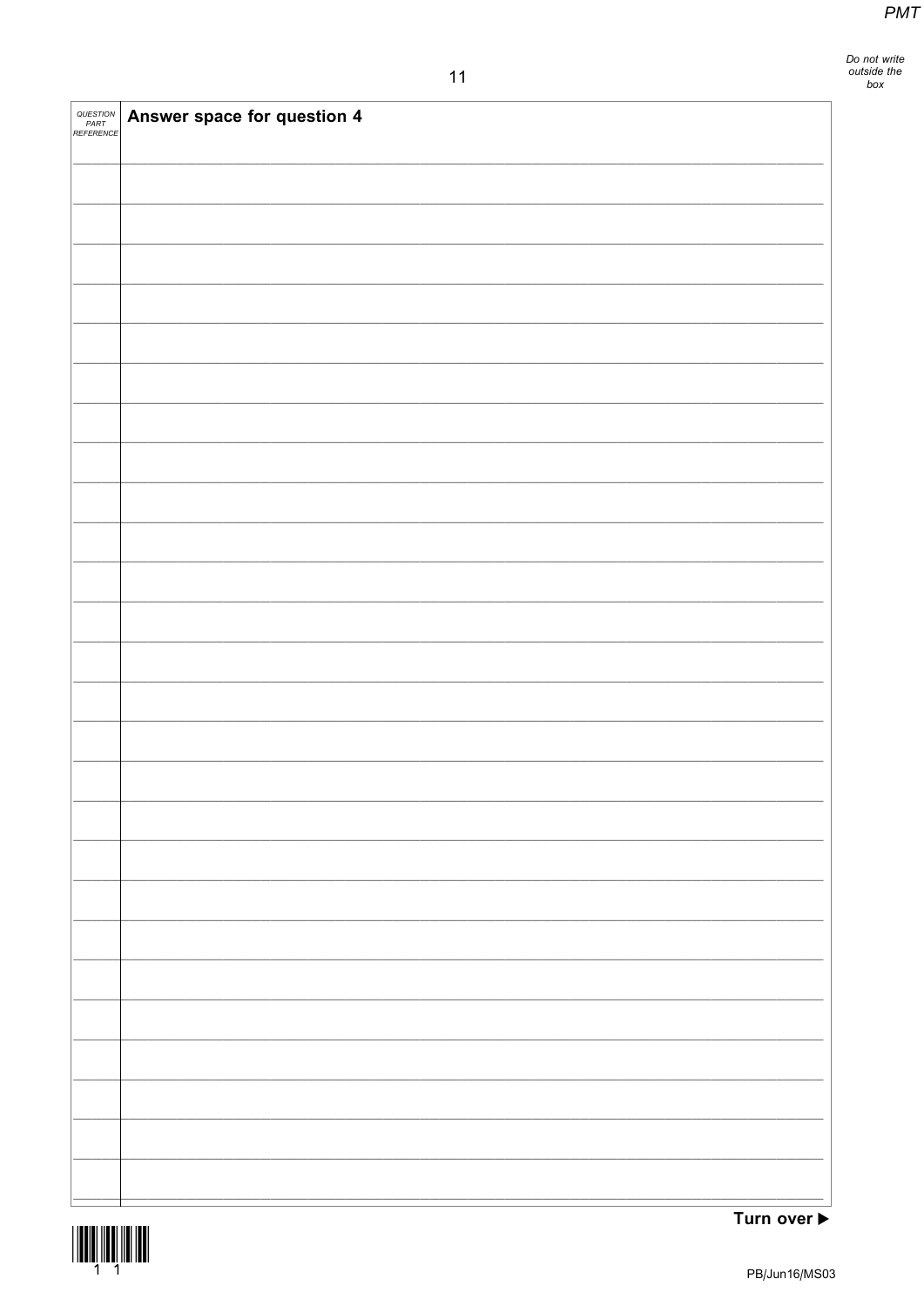| QUESTION PART REFERENCE | Answer space for question 4 |
| --- | --- |

**Turn over ▶**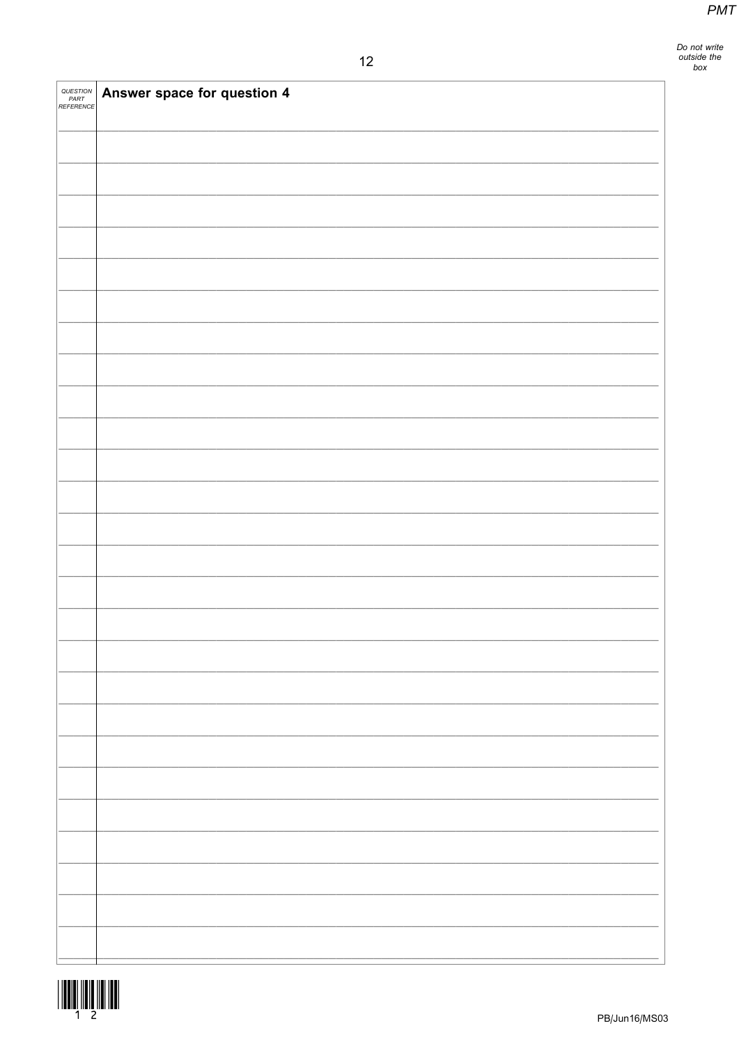| QUESTION PART REFERENCE | **Answer space for question 4** |
|---|---|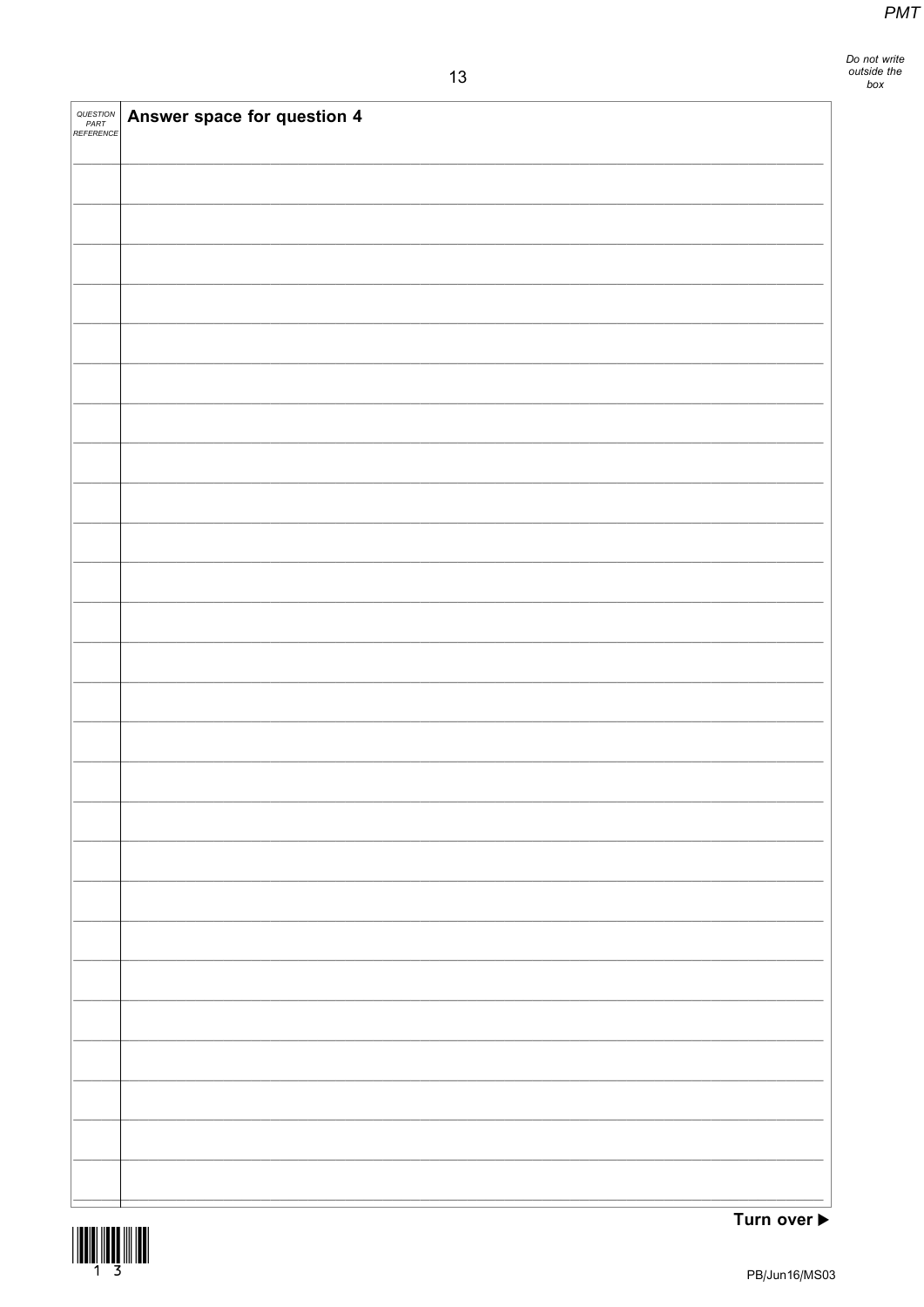| QUESTION PART REFERENCE | Answer space for question 4 |
| --- | --- |
| | |

Turn over ▶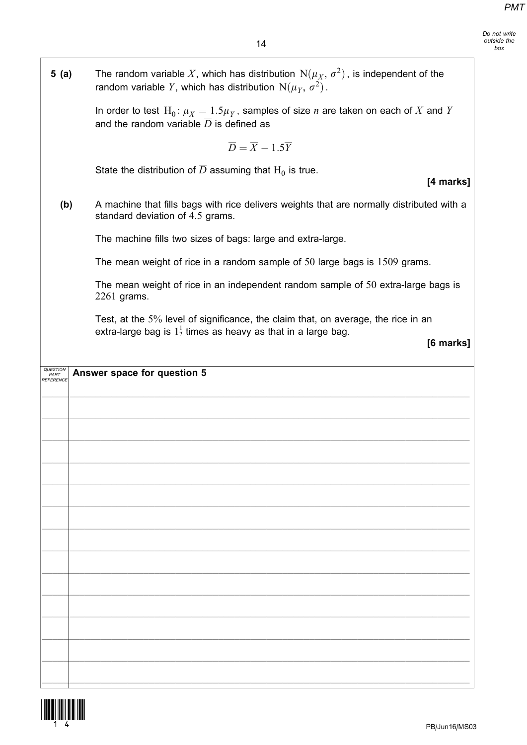**5 (a)** The random variable $X$, which has distribution $\mathrm{N}(\mu_X, \sigma^2)$, is independent of the random variable $Y$, which has distribution $\mathrm{N}(\mu_Y, \sigma^2)$.

In order to test $\mathrm{H}_0: \mu_X = 1.5\mu_Y$, samples of size $n$ are taken on each of $X$ and $Y$ and the random variable $\overline{D}$ is defined as

$$\overline{D} = \overline{X} - 1.5\overline{Y}$$

State the distribution of $\overline{D}$ assuming that $\mathrm{H}_0$ is true.

**[4 marks]**

**(b)** A machine that fills bags with rice delivers weights that are normally distributed with a standard deviation of 4.5 grams.

The machine fills two sizes of bags: large and extra-large.

The mean weight of rice in a random sample of 50 large bags is 1509 grams.

The mean weight of rice in an independent random sample of 50 extra-large bags is 2261 grams.

Test, at the 5% level of significance, the claim that, on average, the rice in an extra-large bag is $1\frac{1}{2}$ times as heavy as that in a large bag.

**[6 marks]**

**Answer space for question 5**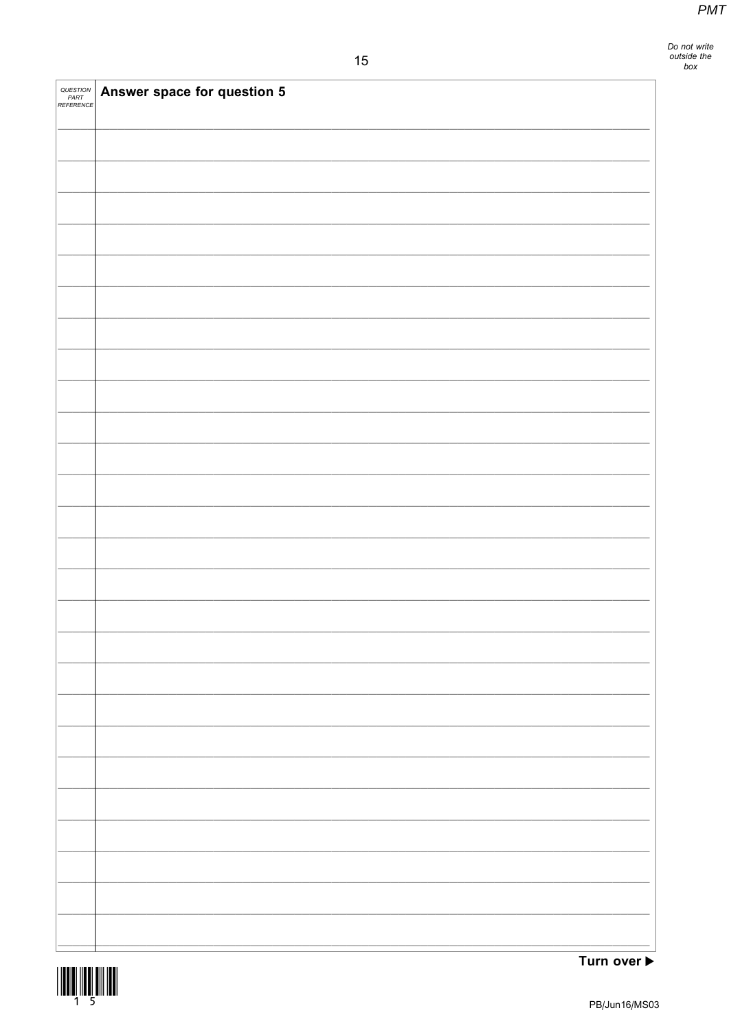| QUESTION PART REFERENCE | Answer space for question 5 |
| --- | --- |

Turn over ▶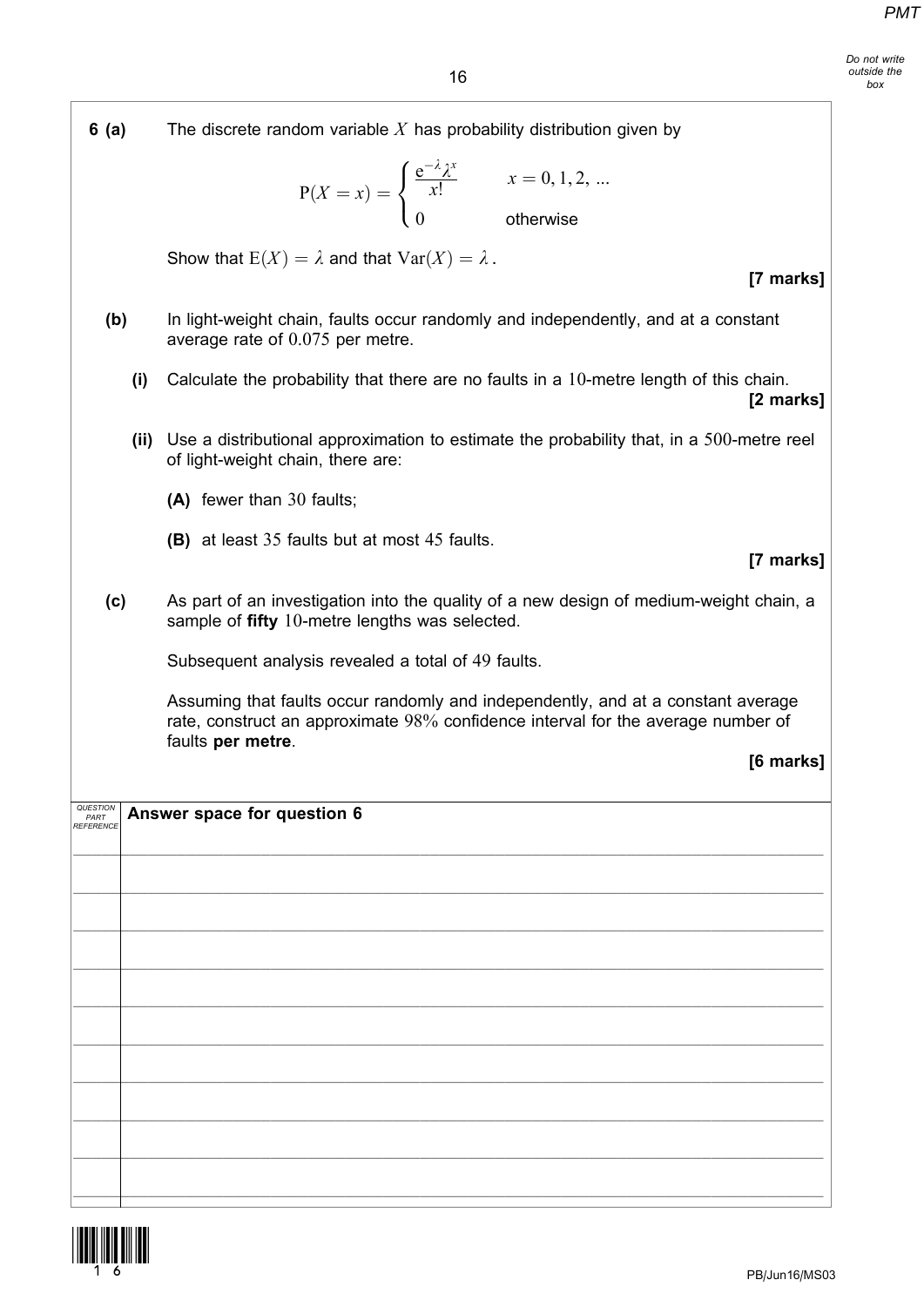**6 (a)** The discrete random variable $X$ has probability distribution given by

$$\mathrm{P}(X = x) = \begin{cases} \dfrac{\mathrm{e}^{-\lambda}\lambda^x}{x!} & x = 0, 1, 2, \ldots \\ 0 & \text{otherwise} \end{cases}$$

Show that $\mathrm{E}(X) = \lambda$ and that $\mathrm{Var}(X) = \lambda$.

**[7 marks]**

**(b)** In light-weight chain, faults occur randomly and independently, and at a constant average rate of $0.075$ per metre.

**(i)** Calculate the probability that there are no faults in a $10$-metre length of this chain.

**[2 marks]**

**(ii)** Use a distributional approximation to estimate the probability that, in a $500$-metre reel of light-weight chain, there are:

**(A)** fewer than $30$ faults;

**(B)** at least $35$ faults but at most $45$ faults.

**[7 marks]**

**(c)** As part of an investigation into the quality of a new design of medium-weight chain, a sample of **fifty** $10$-metre lengths was selected.

Subsequent analysis revealed a total of $49$ faults.

Assuming that faults occur randomly and independently, and at a constant average rate, construct an approximate $98\%$ confidence interval for the average number of faults **per metre**.

**[6 marks]**

| QUESTION PART REFERENCE | Answer space for question 6 |
|---|---|
| | |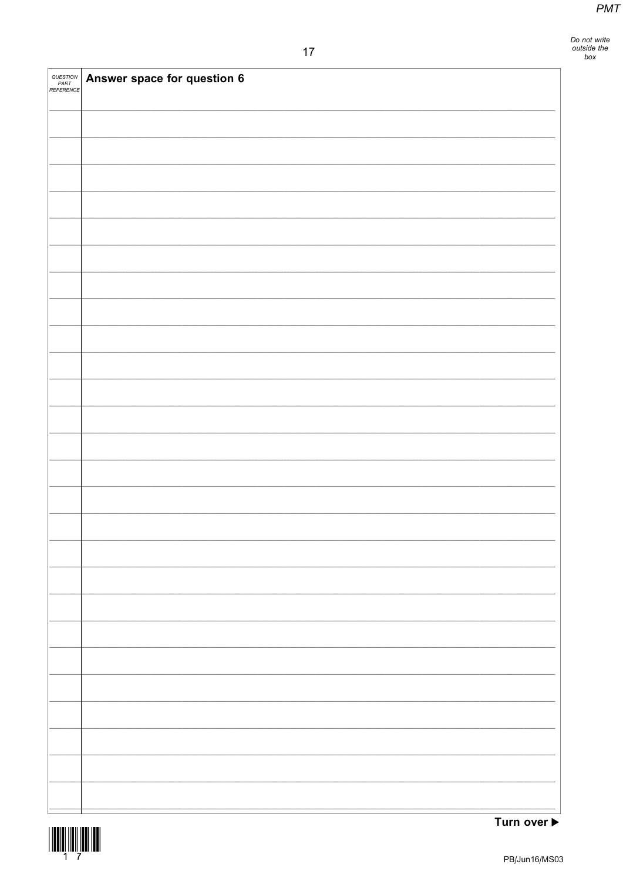| QUESTION PART REFERENCE | Answer space for question 6 |
|---|---|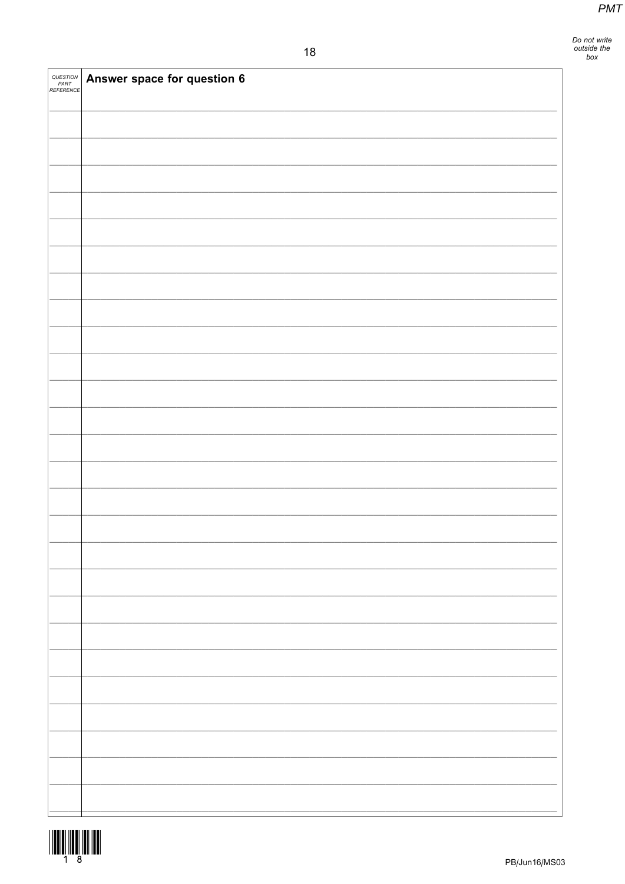| QUESTION PART REFERENCE | Answer space for question 6 |
| --- | --- |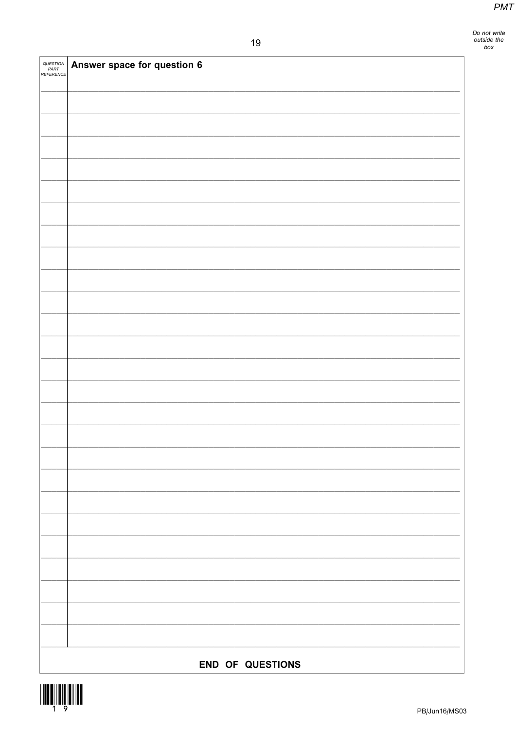| QUESTION PART REFERENCE | Answer space for question 6 |
|---|---|

**END OF QUESTIONS**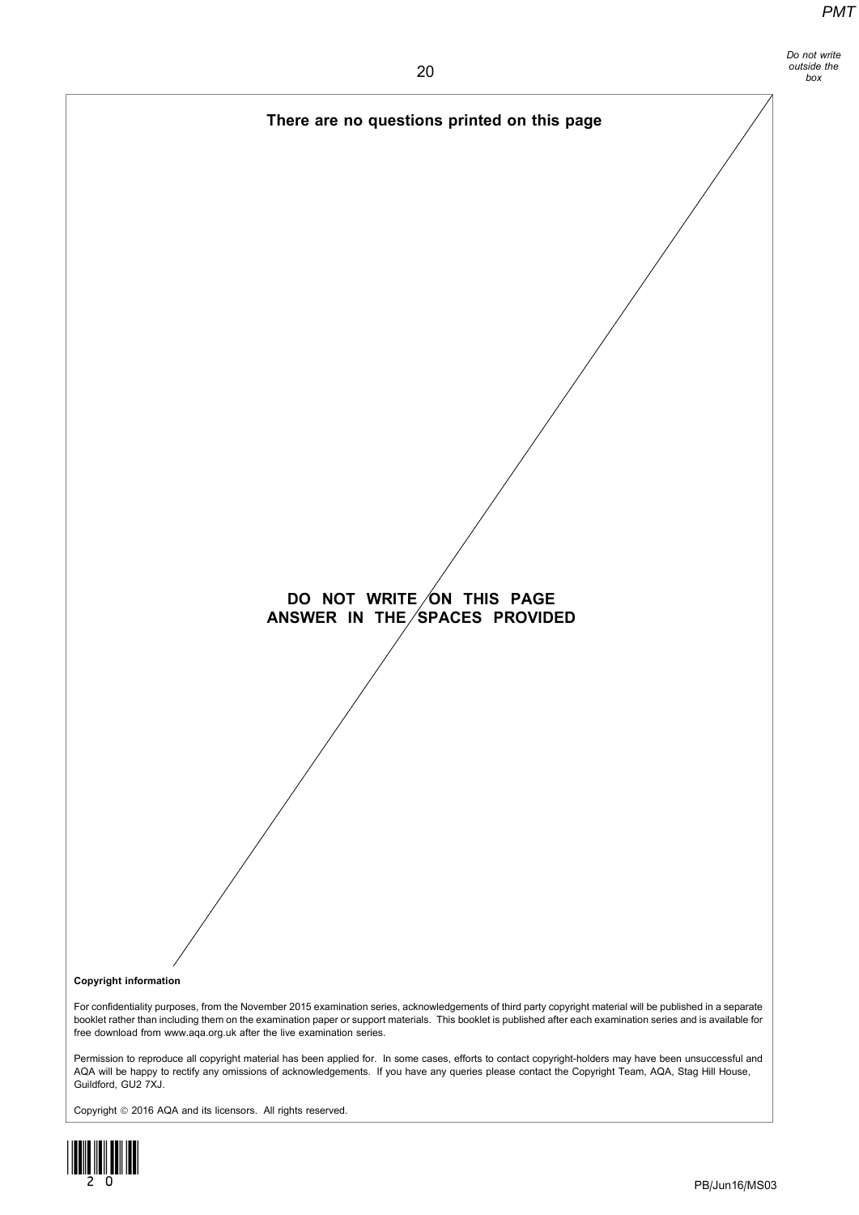**There are no questions printed on this page**

**DO NOT WRITE ON THIS PAGE**
**ANSWER IN THE SPACES PROVIDED**

**Copyright information**

For confidentiality purposes, from the November 2015 examination series, acknowledgements of third party copyright material will be published in a separate booklet rather than including them on the examination paper or support materials. This booklet is published after each examination series and is available for free download from www.aqa.org.uk after the live examination series.

Permission to reproduce all copyright material has been applied for. In some cases, efforts to contact copyright-holders may have been unsuccessful and AQA will be happy to rectify any omissions of acknowledgements. If you have any queries please contact the Copyright Team, AQA, Stag Hill House, Guildford, GU2 7XJ.

Copyright © 2016 AQA and its licensors. All rights reserved.